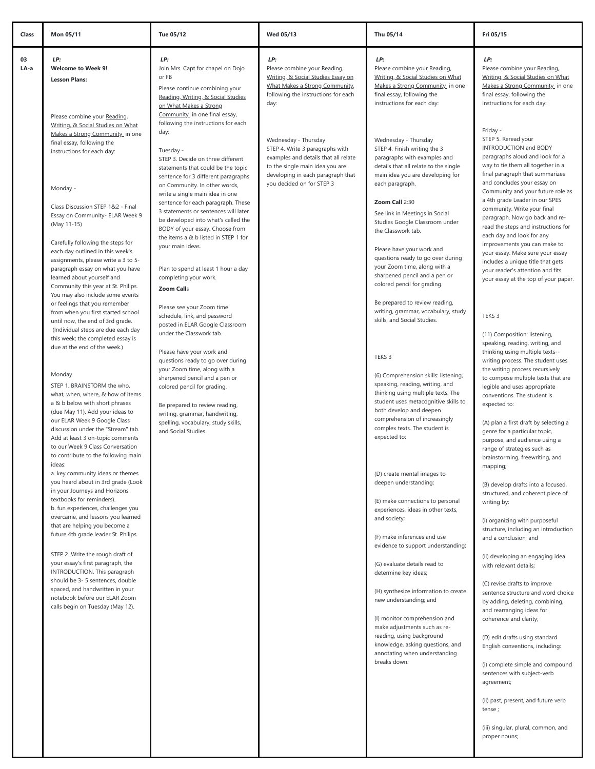| Class | Mon 05/11 | Tue 05/12 | Wed 05/13 | Thu 05/14 | Fri 05/15 |
|---|---|---|---|---|---|
| 03 LA-a | ***LP:*** **Welcome to Week 9!** **Lesson Plans:** Please combine your Reading, Writing, & Social Studies on What Makes a Strong Community in one final essay, following the instructions for each day: Monday - Class Discussion STEP 1&2 - Final Essay on Community- ELAR Week 9 (May 11-15) Carefully following the steps for each day outlined in this week's assignments, please write a 3 to 5-paragraph essay on what you have learned about yourself and Community this year at St. Philips. You may also include some events or feelings that you remember from when you first started school until now, the end of 3rd grade. (Individual steps are due each day this week; the completed essay is due at the end of the week.) Monday STEP 1. BRAINSTORM the who, what, when, where, & how of items a & b below with short phrases (due May 11). Add your ideas to our ELAR Week 9 Google Class discussion under the "Stream" tab. Add at least 3 on-topic comments to our Week 9 Class Conversation to contribute to the following main ideas: a. key community ideas or themes you heard about in 3rd grade (Look in your Journeys and Horizons textbooks for reminders). b. fun experiences, challenges you overcame, and lessons you learned that are helping you become a future 4th grade leader St. Philips STEP 2. Write the rough draft of your essay's first paragraph, the INTRODUCTION. This paragraph should be 3- 5 sentences, double spaced, and handwritten in your notebook before our ELAR Zoom calls begin on Tuesday (May 12). | ***LP:*** Join Mrs. Capt for chapel on Dojo or FB Please continue combining your Reading, Writing, & Social Studies on What Makes a Strong Community in one final essay, following the instructions for each day: Tuesday - STEP 3. Decide on three different statements that could be the topic sentence for 3 different paragraphs on Community. In other words, write a single main idea in one sentence for each paragraph. These 3 statements or sentences will later be developed into what's called the BODY of your essay. Choose from the items a & b listed in STEP 1 for your main ideas. Plan to spend at least 1 hour a day completing your work. **Zoom Call**s Please see your Zoom time schedule, link, and password posted in ELAR Google Classroom under the Classwork tab. Please have your work and questions ready to go over during your Zoom time, along with a sharpened pencil and a pen or colored pencil for grading. Be prepared to review reading, writing, grammar, handwriting, spelling, vocabulary, study skills, and Social Studies. | ***LP:*** Please combine your Reading, Writing, & Social Studies Essay on What Makes a Strong Community, following the instructions for each day: Wednesday - Thursday STEP 4. Write 3 paragraphs with examples and details that all relate to the single main idea you are developing in each paragraph that you decided on for STEP 3 | ***LP:*** Please combine your Reading, Writing, & Social Studies on What Makes a Strong Community in one final essay, following the instructions for each day: Wednesday - Thursday STEP 4. Finish writing the 3 paragraphs with examples and details that all relate to the single main idea you are developing for each paragraph. **Zoom Call** 2:30 See link in Meetings in Social Studies Google Classroom under the Classwork tab. Please have your work and questions ready to go over during your Zoom time, along with a sharpened pencil and a pen or colored pencil for grading. Be prepared to review reading, writing, grammar, vocabulary, study skills, and Social Studies. TEKS 3 (6) Comprehension skills: listening, speaking, reading, writing, and thinking using multiple texts. The student uses metacognitive skills to both develop and deepen comprehension of increasingly complex texts. The student is expected to: (D) create mental images to deepen understanding; (E) make connections to personal experiences, ideas in other texts, and society; (F) make inferences and use evidence to support understanding; (G) evaluate details read to determine key ideas; (H) synthesize information to create new understanding; and (I) monitor comprehension and make adjustments such as re-reading, using background knowledge, asking questions, and annotating when understanding breaks down. | ***LP:*** Please combine your Reading, Writing, & Social Studies on What Makes a Strong Community in one final essay, following the instructions for each day: Friday - STEP 5. Reread your INTRODUCTION and BODY paragraphs aloud and look for a way to tie them all together in a final paragraph that summarizes and concludes your essay on Community and your future role as a 4th grade Leader in our SPES community. Write your final paragraph. Now go back and re-read the steps and instructions for each day and look for any improvements you can make to your essay. Make sure your essay includes a unique title that gets your reader's attention and fits your essay at the top of your paper. TEKS 3 (11) Composition: listening, speaking, reading, writing, and thinking using multiple texts--writing process. The student uses the writing process recursively to compose multiple texts that are legible and uses appropriate conventions. The student is expected to: (A) plan a first draft by selecting a genre for a particular topic, purpose, and audience using a range of strategies such as brainstorming, freewriting, and mapping; (B) develop drafts into a focused, structured, and coherent piece of writing by: (i) organizing with purposeful structure, including an introduction and a conclusion; and (ii) developing an engaging idea with relevant details; (C) revise drafts to improve sentence structure and word choice by adding, deleting, combining, and rearranging ideas for coherence and clarity; (D) edit drafts using standard English conventions, including: (i) complete simple and compound sentences with subject-verb agreement; (ii) past, present, and future verb tense ; (iii) singular, plural, common, and proper nouns; |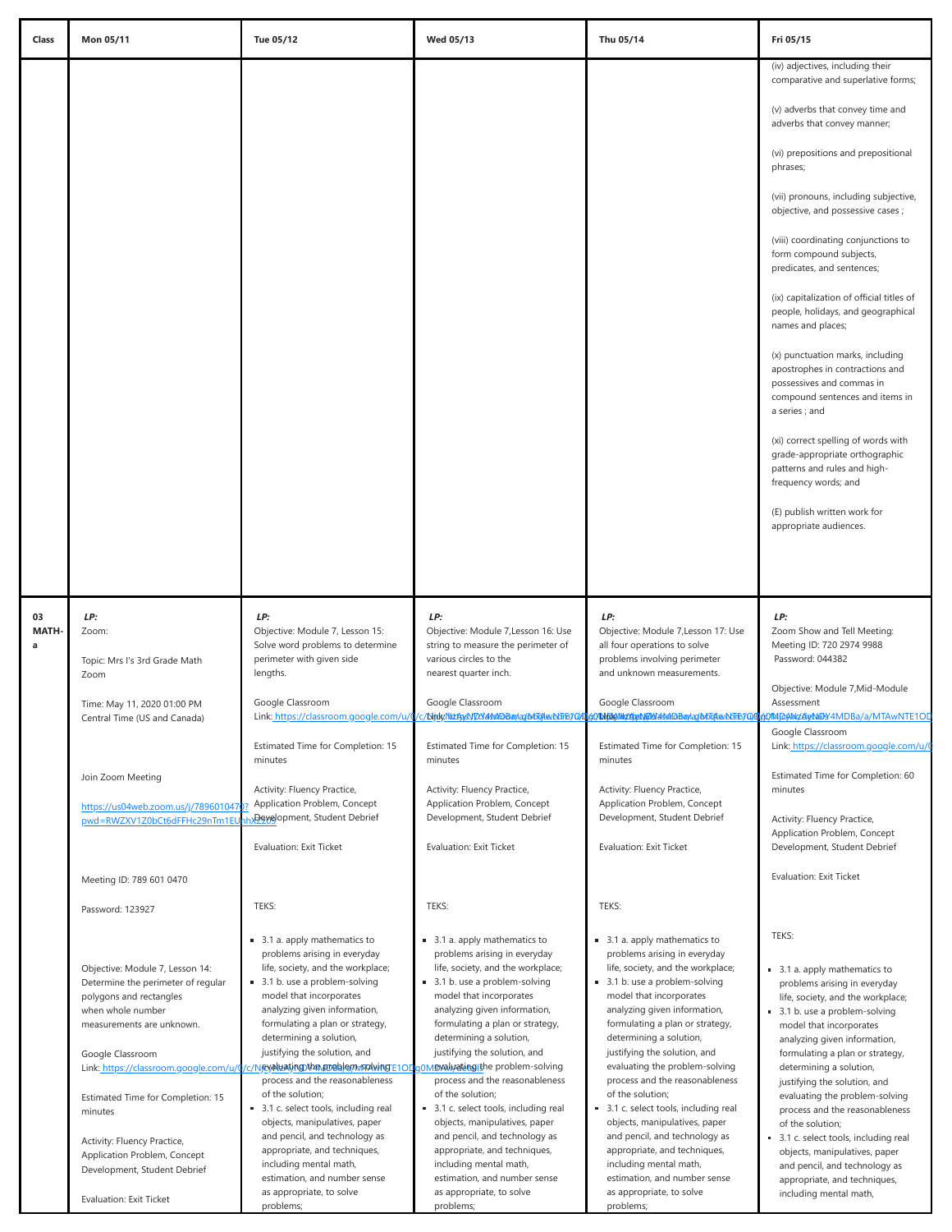| Class | Mon 05/11 | Tue 05/12 | Wed 05/13 | Thu 05/14 | Fri 05/15 |
|---|---|---|---|---|---|
| | | | | | (iv) adjectives, including their comparative and superlative forms;<br><br>(v) adverbs that convey time and adverbs that convey manner;<br><br>(vi) prepositions and prepositional phrases;<br><br>(vii) pronouns, including subjective, objective, and possessive cases ;<br><br>(viii) coordinating conjunctions to form compound subjects, predicates, and sentences;<br><br>(ix) capitalization of official titles of people, holidays, and geographical names and places;<br><br>(x) punctuation marks, including apostrophes in contractions and possessives and commas in compound sentences and items in a series ; and<br><br>(xi) correct spelling of words with grade-appropriate orthographic patterns and rules and high-frequency words; and<br><br>(E) publish written work for appropriate audiences. |
| 03 MATH-a | ***LP:***<br>Zoom:<br><br>Topic: Mrs I's 3rd Grade Math Zoom<br><br>Time: May 11, 2020 01:00 PM Central Time (US and Canada)<br><br>Join Zoom Meeting<br><br>https://us04web.zoom.us/j/7896010470?pwd=RWZXV1Z0bCt6dFFHc29nTm1EUnhxZz09<br><br>Meeting ID: 789 601 0470<br><br>Password: 123927<br><br>Objective: Module 7, Lesson 14: Determine the perimeter of regular polygons and rectangles when whole number measurements are unknown.<br><br>Google Classroom Link: https://classroom.google.com/u/0/c/NjYyNzAyNDY4MDBa/a/MTAwNTE1ODg0MDMw/details<br><br>Estimated Time for Completion: 15 minutes<br><br>Activity: Fluency Practice, Application Problem, Concept Development, Student Debrief<br><br>Evaluation: Exit Ticket | ***LP:***<br>Objective: Module 7, Lesson 15: Solve word problems to determine perimeter with given side lengths.<br><br>Google Classroom Link: https://classroom.google.com/u/0/c/NjYyNzAyNDY4MDBa/a/MTAwNTE1ODg0MDMw/details<br><br>Estimated Time for Completion: 15 minutes<br><br>Activity: Fluency Practice, Application Problem, Concept Development, Student Debrief<br><br>Evaluation: Exit Ticket<br><br>TEKS:<br><br>- 3.1 a. apply mathematics to problems arising in everyday life, society, and the workplace;<br>- 3.1 b. use a problem-solving model that incorporates analyzing given information, formulating a plan or strategy, determining a solution, justifying the solution, and evaluating the problem-solving process and the reasonableness of the solution;<br>- 3.1 c. select tools, including real objects, manipulatives, paper and pencil, and technology as appropriate, and techniques, including mental math, estimation, and number sense as appropriate, to solve problems; | ***LP:***<br>Objective: Module 7,Lesson 16: Use string to measure the perimeter of various circles to the nearest quarter inch.<br><br>Google Classroom Link: https://classroom.google.com/u/0/c/NjYyNzAyNDY4MDBa/a/MTAwNTE1ODg0MDMw/details<br><br>Estimated Time for Completion: 15 minutes<br><br>Activity: Fluency Practice, Application Problem, Concept Development, Student Debrief<br><br>Evaluation: Exit Ticket<br><br>TEKS:<br><br>- 3.1 a. apply mathematics to problems arising in everyday life, society, and the workplace;<br>- 3.1 b. use a problem-solving model that incorporates analyzing given information, formulating a plan or strategy, determining a solution, justifying the solution, and evaluating the problem-solving process and the reasonableness of the solution;<br>- 3.1 c. select tools, including real objects, manipulatives, paper and pencil, and technology as appropriate, and techniques, including mental math, estimation, and number sense as appropriate, to solve problems; | ***LP:***<br>Objective: Module 7,Lesson 17: Use all four operations to solve problems involving perimeter and unknown measurements.<br><br>Google Classroom Link: https://classroom.google.com/u/0/c/NjYyNzAyNDY4MDBa/a/MTAwNTE1ODg0MDMw/details<br><br>Estimated Time for Completion: 15 minutes<br><br>Activity: Fluency Practice, Application Problem, Concept Development, Student Debrief<br><br>Evaluation: Exit Ticket<br><br>TEKS:<br><br>- 3.1 a. apply mathematics to problems arising in everyday life, society, and the workplace;<br>- 3.1 b. use a problem-solving model that incorporates analyzing given information, formulating a plan or strategy, determining a solution, justifying the solution, and evaluating the problem-solving process and the reasonableness of the solution;<br>- 3.1 c. select tools, including real objects, manipulatives, paper and pencil, and technology as appropriate, and techniques, including mental math, estimation, and number sense as appropriate, to solve problems; | ***LP:***<br>Zoom Show and Tell Meeting:<br>Meeting ID: 720 2974 9988<br>Password: 044382<br><br>Objective: Module 7,Mid-Module Assessment<br><br>Google Classroom Link: https://classroom.google.com/u/0<br><br>Estimated Time for Completion: 60 minutes<br><br>Activity: Fluency Practice, Application Problem, Concept Development, Student Debrief<br><br>Evaluation: Exit Ticket<br><br>TEKS:<br><br>- 3.1 a. apply mathematics to problems arising in everyday life, society, and the workplace;<br>- 3.1 b. use a problem-solving model that incorporates analyzing given information, formulating a plan or strategy, determining a solution, justifying the solution, and evaluating the problem-solving process and the reasonableness of the solution;<br>- 3.1 c. select tools, including real objects, manipulatives, paper and pencil, and technology as appropriate, and techniques, including mental math, |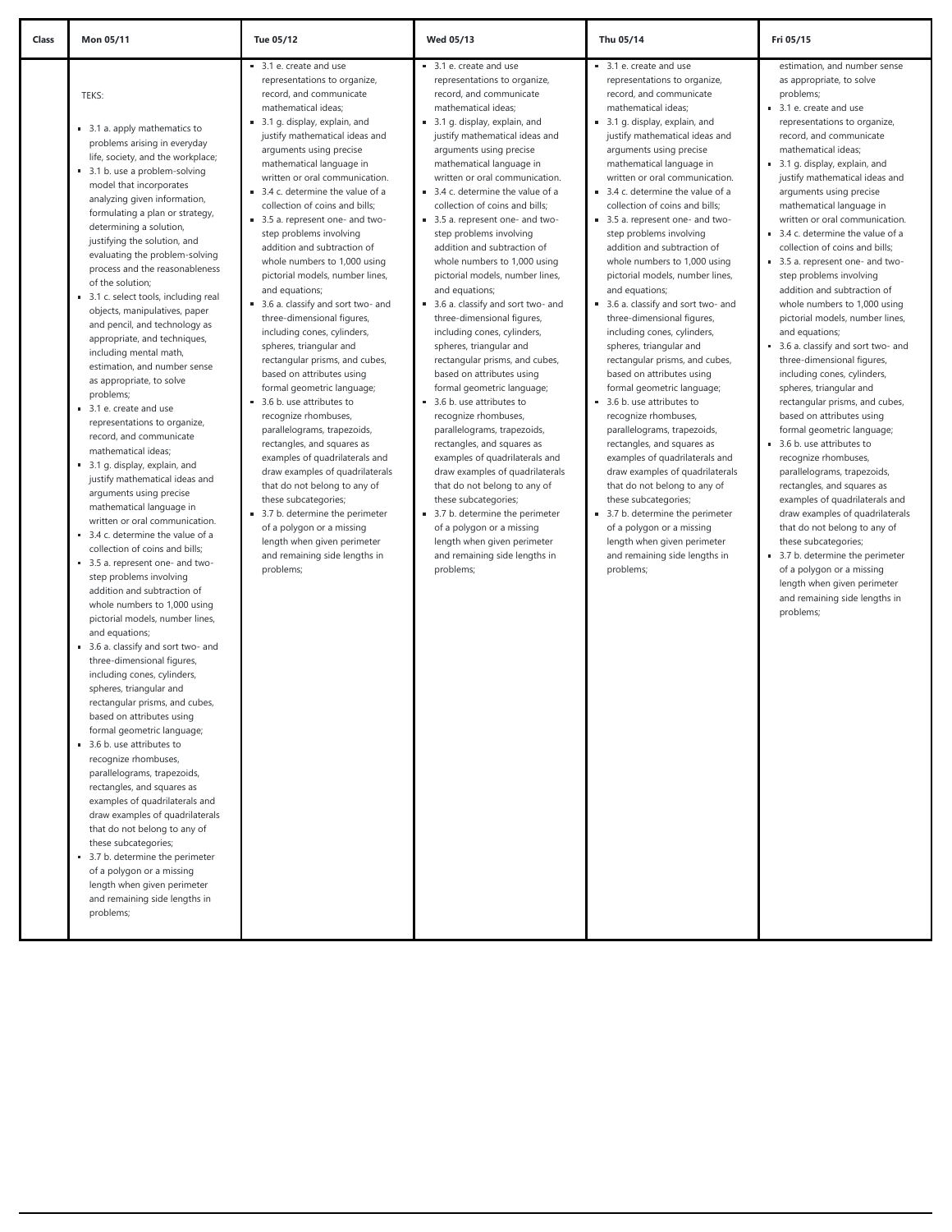| Class | Mon 05/11 | Tue 05/12 | Wed 05/13 | Thu 05/14 | Fri 05/15 |
|---|---|---|---|---|---|
| | TEKS:<br><br>- 3.1 a. apply mathematics to problems arising in everyday life, society, and the workplace;<br>- 3.1 b. use a problem-solving model that incorporates analyzing given information, formulating a plan or strategy, determining a solution, justifying the solution, and evaluating the problem-solving process and the reasonableness of the solution;<br>- 3.1 c. select tools, including real objects, manipulatives, paper and pencil, and technology as appropriate, and techniques, including mental math, estimation, and number sense as appropriate, to solve problems;<br>- 3.1 e. create and use representations to organize, record, and communicate mathematical ideas;<br>- 3.1 g. display, explain, and justify mathematical ideas and arguments using precise mathematical language in written or oral communication.<br>- 3.4 c. determine the value of a collection of coins and bills;<br>- 3.5 a. represent one- and two-step problems involving addition and subtraction of whole numbers to 1,000 using pictorial models, number lines, and equations;<br>- 3.6 a. classify and sort two- and three-dimensional figures, including cones, cylinders, spheres, triangular and rectangular prisms, and cubes, based on attributes using formal geometric language;<br>- 3.6 b. use attributes to recognize rhombuses, parallelograms, trapezoids, rectangles, and squares as examples of quadrilaterals and draw examples of quadrilaterals that do not belong to any of these subcategories;<br>- 3.7 b. determine the perimeter of a polygon or a missing length when given perimeter and remaining side lengths in problems; | - 3.1 e. create and use representations to organize, record, and communicate mathematical ideas;<br>- 3.1 g. display, explain, and justify mathematical ideas and arguments using precise mathematical language in written or oral communication.<br>- 3.4 c. determine the value of a collection of coins and bills;<br>- 3.5 a. represent one- and two-step problems involving addition and subtraction of whole numbers to 1,000 using pictorial models, number lines, and equations;<br>- 3.6 a. classify and sort two- and three-dimensional figures, including cones, cylinders, spheres, triangular and rectangular prisms, and cubes, based on attributes using formal geometric language;<br>- 3.6 b. use attributes to recognize rhombuses, parallelograms, trapezoids, rectangles, and squares as examples of quadrilaterals and draw examples of quadrilaterals that do not belong to any of these subcategories;<br>- 3.7 b. determine the perimeter of a polygon or a missing length when given perimeter and remaining side lengths in problems; | - 3.1 e. create and use representations to organize, record, and communicate mathematical ideas;<br>- 3.1 g. display, explain, and justify mathematical ideas and arguments using precise mathematical language in written or oral communication.<br>- 3.4 c. determine the value of a collection of coins and bills;<br>- 3.5 a. represent one- and two-step problems involving addition and subtraction of whole numbers to 1,000 using pictorial models, number lines, and equations;<br>- 3.6 a. classify and sort two- and three-dimensional figures, including cones, cylinders, spheres, triangular and rectangular prisms, and cubes, based on attributes using formal geometric language;<br>- 3.6 b. use attributes to recognize rhombuses, parallelograms, trapezoids, rectangles, and squares as examples of quadrilaterals and draw examples of quadrilaterals that do not belong to any of these subcategories;<br>- 3.7 b. determine the perimeter of a polygon or a missing length when given perimeter and remaining side lengths in problems; | - 3.1 e. create and use representations to organize, record, and communicate mathematical ideas;<br>- 3.1 g. display, explain, and justify mathematical ideas and arguments using precise mathematical language in written or oral communication.<br>- 3.4 c. determine the value of a collection of coins and bills;<br>- 3.5 a. represent one- and two-step problems involving addition and subtraction of whole numbers to 1,000 using pictorial models, number lines, and equations;<br>- 3.6 a. classify and sort two- and three-dimensional figures, including cones, cylinders, spheres, triangular and rectangular prisms, and cubes, based on attributes using formal geometric language;<br>- 3.6 b. use attributes to recognize rhombuses, parallelograms, trapezoids, rectangles, and squares as examples of quadrilaterals and draw examples of quadrilaterals that do not belong to any of these subcategories;<br>- 3.7 b. determine the perimeter of a polygon or a missing length when given perimeter and remaining side lengths in problems; | estimation, and number sense as appropriate, to solve problems;<br>- 3.1 e. create and use representations to organize, record, and communicate mathematical ideas;<br>- 3.1 g. display, explain, and justify mathematical ideas and arguments using precise mathematical language in written or oral communication.<br>- 3.4 c. determine the value of a collection of coins and bills;<br>- 3.5 a. represent one- and two-step problems involving addition and subtraction of whole numbers to 1,000 using pictorial models, number lines, and equations;<br>- 3.6 a. classify and sort two- and three-dimensional figures, including cones, cylinders, spheres, triangular and rectangular prisms, and cubes, based on attributes using formal geometric language;<br>- 3.6 b. use attributes to recognize rhombuses, parallelograms, trapezoids, rectangles, and squares as examples of quadrilaterals and draw examples of quadrilaterals that do not belong to any of these subcategories;<br>- 3.7 b. determine the perimeter of a polygon or a missing length when given perimeter and remaining side lengths in problems; |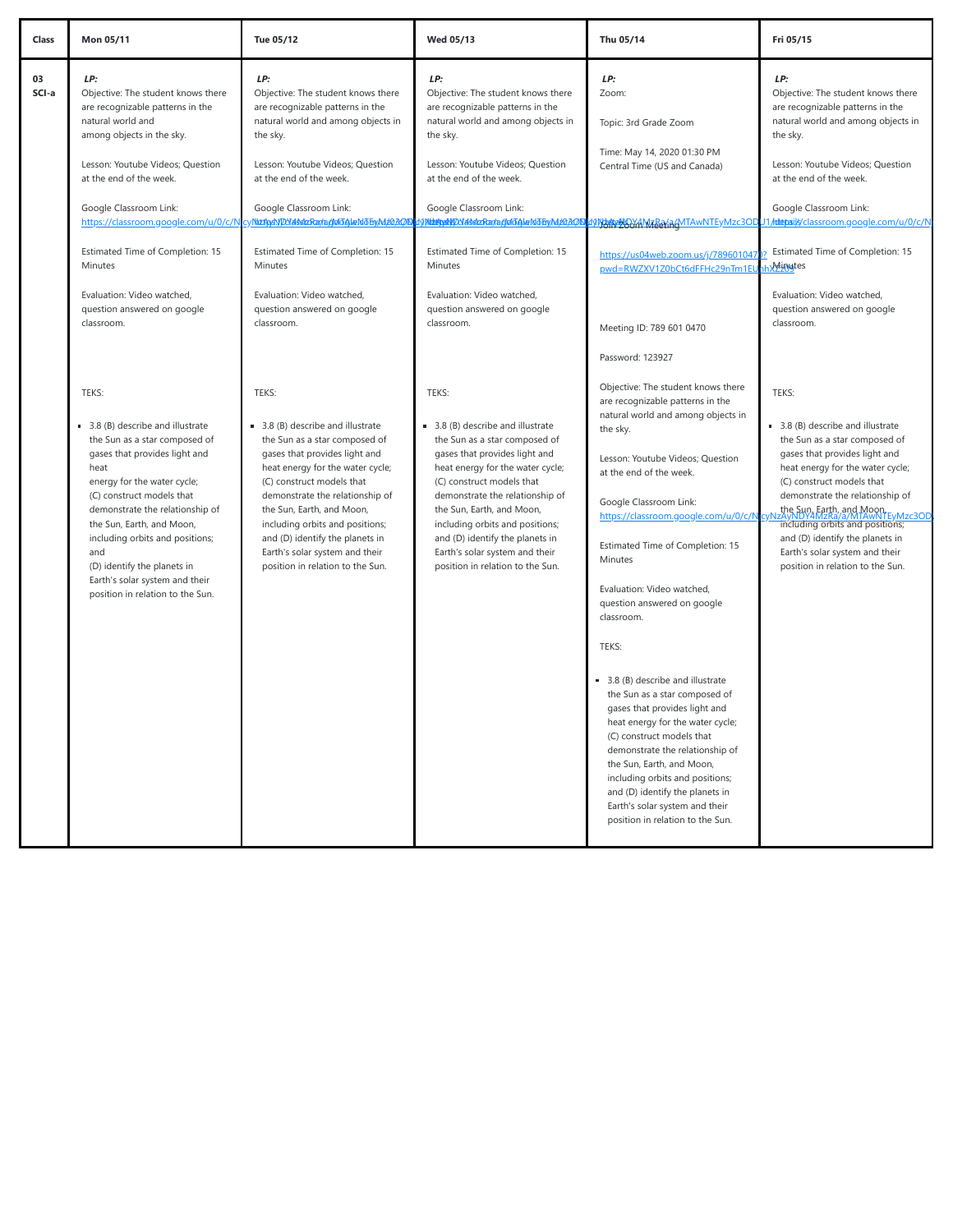| Class | Mon 05/11 | Tue 05/12 | Wed 05/13 | Thu 05/14 | Fri 05/15 |
|---|---|---|---|---|---|
| 03 SCI-a | *LP:*<br>Objective: The student knows there are recognizable patterns in the natural world and among objects in the sky.<br><br>Lesson: Youtube Videos; Question at the end of the week.<br><br>Google Classroom Link: https://classroom.google.com/u/0/c/NcyNzAyNDY4MzRa/a/MTAwNTEyMzc3ODU1/details<br><br>Estimated Time of Completion: 15 Minutes<br><br>Evaluation: Video watched, question answered on google classroom.<br><br>TEKS:<br>- 3.8 (B) describe and illustrate the Sun as a star composed of gases that provides light and heat energy for the water cycle; (C) construct models that demonstrate the relationship of the Sun, Earth, and Moon, including orbits and positions; and (D) identify the planets in Earth's solar system and their position in relation to the Sun. | *LP:*<br>Objective: The student knows there are recognizable patterns in the natural world and among objects in the sky.<br><br>Lesson: Youtube Videos; Question at the end of the week.<br><br>Google Classroom Link: https://classroom.google.com/u/0/c/NcyNzAyNDY4MzRa/a/MTAwNTEyMzc3ODU1/details<br><br>Estimated Time of Completion: 15 Minutes<br><br>Evaluation: Video watched, question answered on google classroom.<br><br>TEKS:<br>- 3.8 (B) describe and illustrate the Sun as a star composed of gases that provides light and heat energy for the water cycle; (C) construct models that demonstrate the relationship of the Sun, Earth, and Moon, including orbits and positions; and (D) identify the planets in Earth's solar system and their position in relation to the Sun. | *LP:*<br>Objective: The student knows there are recognizable patterns in the natural world and among objects in the sky.<br><br>Lesson: Youtube Videos; Question at the end of the week.<br><br>Google Classroom Link: https://classroom.google.com/u/0/c/NcyNzAyNDY4MzRa/a/MTAwNTEyMzc3ODU1/details<br><br>Estimated Time of Completion: 15 Minutes<br><br>Evaluation: Video watched, question answered on google classroom.<br><br>TEKS:<br>- 3.8 (B) describe and illustrate the Sun as a star composed of gases that provides light and heat energy for the water cycle; (C) construct models that demonstrate the relationship of the Sun, Earth, and Moon, including orbits and positions; and (D) identify the planets in Earth's solar system and their position in relation to the Sun. | *LP:*<br>Zoom:<br><br>Topic: 3rd Grade Zoom<br><br>Time: May 14, 2020 01:30 PM Central Time (US and Canada)<br><br>Join Zoom Meeting<br>https://us04web.zoom.us/j/7896010470?pwd=RWZXV1Z0bCt6dFFHc29nTm1EUnhXZz09<br><br>Meeting ID: 789 601 0470<br><br>Password: 123927<br><br>Objective: The student knows there are recognizable patterns in the natural world and among objects in the sky.<br><br>Lesson: Youtube Videos; Question at the end of the week.<br><br>Google Classroom Link: https://classroom.google.com/u/0/c/NcyNzAyNDY4MzRa/a/MTAwNTEyMzc3ODU1/details<br><br>Estimated Time of Completion: 15 Minutes<br><br>Evaluation: Video watched, question answered on google classroom.<br><br>TEKS:<br>- 3.8 (B) describe and illustrate the Sun as a star composed of gases that provides light and heat energy for the water cycle; (C) construct models that demonstrate the relationship of the Sun, Earth, and Moon, including orbits and positions; and (D) identify the planets in Earth's solar system and their position in relation to the Sun. | *LP:*<br>Objective: The student knows there are recognizable patterns in the natural world and among objects in the sky.<br><br>Lesson: Youtube Videos; Question at the end of the week.<br><br>Google Classroom Link: https://classroom.google.com/u/0/c/NcyNzAyNDY4MzRa/a/MTAwNTEyMzc3ODU1/details<br><br>Estimated Time of Completion: 15 Minutes<br><br>Evaluation: Video watched, question answered on google classroom.<br><br>TEKS:<br>- 3.8 (B) describe and illustrate the Sun as a star composed of gases that provides light and heat energy for the water cycle; (C) construct models that demonstrate the relationship of the Sun, Earth, and Moon, including orbits and positions; and (D) identify the planets in Earth's solar system and their position in relation to the Sun. |